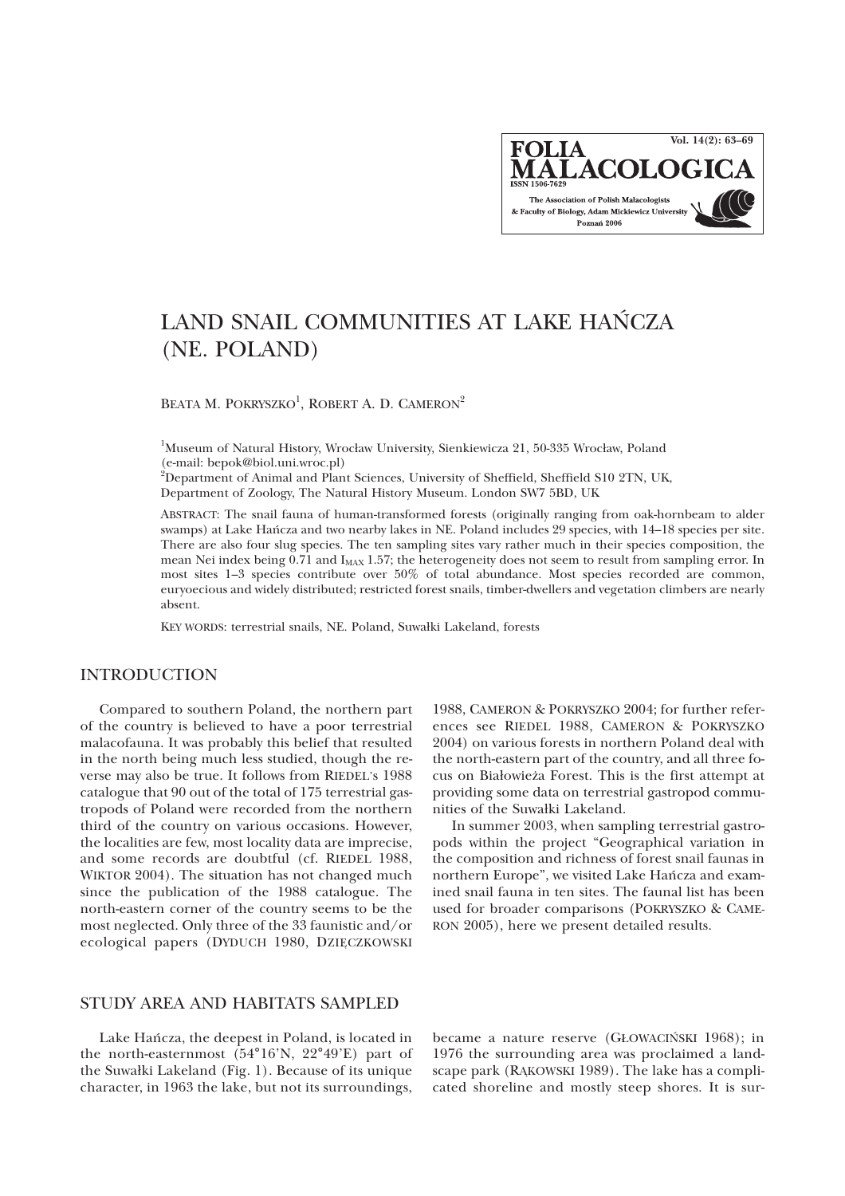# LAND SNAIL COMMUNITIES AT LAKE HAŃCZA (NE. POLAND)

BEATA M. POKRYSZKO[1], ROBERT A. D. CAMERON[2]

[1]Museum of Natural History, Wrocław University, Sienkiewicza 21, 50-335 Wrocław, Poland (e-mail: bepok@biol.uni.wroc.pl)
[2]Department of Animal and Plant Sciences, University of Sheffield, Sheffield S10 2TN, UK, Department of Zoology, The Natural History Museum. London SW7 5BD, UK

ABSTRACT: The snail fauna of human-transformed forests (originally ranging from oak-hornbeam to alder swamps) at Lake Hańcza and two nearby lakes in NE. Poland includes 29 species, with 14–18 species per site. There are also four slug species. The ten sampling sites vary rather much in their species composition, the mean Nei index being 0.71 and $I_{MAX}$ 1.57; the heterogeneity does not seem to result from sampling error. In most sites 1–3 species contribute over 50% of total abundance. Most species recorded are common, euryoecious and widely distributed; restricted forest snails, timber-dwellers and vegetation climbers are nearly absent.

KEY WORDS: terrestrial snails, NE. Poland, Suwałki Lakeland, forests

## INTRODUCTION

Compared to southern Poland, the northern part of the country is believed to have a poor terrestrial malacofauna. It was probably this belief that resulted in the north being much less studied, though the reverse may also be true. It follows from RIEDEL's 1988 catalogue that 90 out of the total of 175 terrestrial gastropods of Poland were recorded from the northern third of the country on various occasions. However, the localities are few, most locality data are imprecise, and some records are doubtful (cf. RIEDEL 1988, WIKTOR 2004). The situation has not changed much since the publication of the 1988 catalogue. The north-eastern corner of the country seems to be the most neglected. Only three of the 33 faunistic and/or ecological papers (DYDUCH 1980, DZIĘCZKOWSKI 1988, CAMERON & POKRYSZKO 2004; for further references see RIEDEL 1988, CAMERON & POKRYSZKO 2004) on various forests in northern Poland deal with the north-eastern part of the country, and all three focus on Białowieża Forest. This is the first attempt at providing some data on terrestrial gastropod communities of the Suwałki Lakeland.

In summer 2003, when sampling terrestrial gastropods within the project "Geographical variation in the composition and richness of forest snail faunas in northern Europe", we visited Lake Hańcza and examined snail fauna in ten sites. The faunal list has been used for broader comparisons (POKRYSZKO & CAMERON 2005), here we present detailed results.

## STUDY AREA AND HABITATS SAMPLED

Lake Hańcza, the deepest in Poland, is located in the north-easternmost (54°16'N, 22°49'E) part of the Suwałki Lakeland (Fig. 1). Because of its unique character, in 1963 the lake, but not its surroundings, became a nature reserve (GŁOWACIŃSKI 1968); in 1976 the surrounding area was proclaimed a landscape park (RĄKOWSKI 1989). The lake has a complicated shoreline and mostly steep shores. It is sur-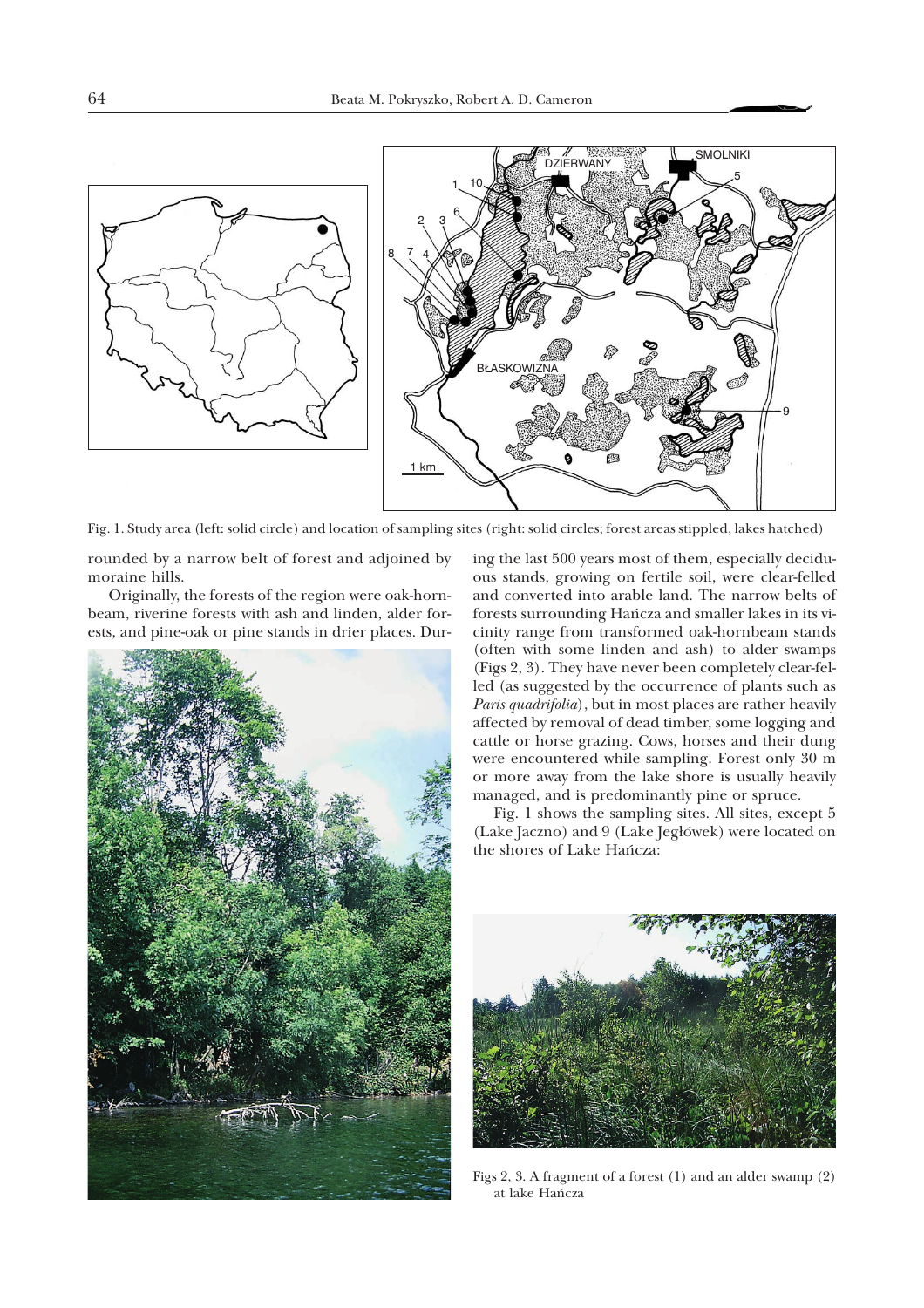Fig. 1. Study area (left: solid circle) and location of sampling sites (right: solid circles; forest areas stippled, lakes hatched)

rounded by a narrow belt of forest and adjoined by moraine hills.

Originally, the forests of the region were oak-hornbeam, riverine forests with ash and linden, alder forests, and pine-oak or pine stands in drier places. During the last 500 years most of them, especially deciduous stands, growing on fertile soil, were clear-felled and converted into arable land. The narrow belts of forests surrounding Hańcza and smaller lakes in its vicinity range from transformed oak-hornbeam stands (often with some linden and ash) to alder swamps (Figs 2, 3). They have never been completely clear-felled (as suggested by the occurrence of plants such as *Paris quadrifolia*), but in most places are rather heavily affected by removal of dead timber, some logging and cattle or horse grazing. Cows, horses and their dung were encountered while sampling. Forest only 30 m or more away from the lake shore is usually heavily managed, and is predominantly pine or spruce.

Fig. 1 shows the sampling sites. All sites, except 5 (Lake Jaczno) and 9 (Lake Jegłówek) were located on the shores of Lake Hańcza:

Figs 2, 3. A fragment of a forest (1) and an alder swamp (2) at lake Hańcza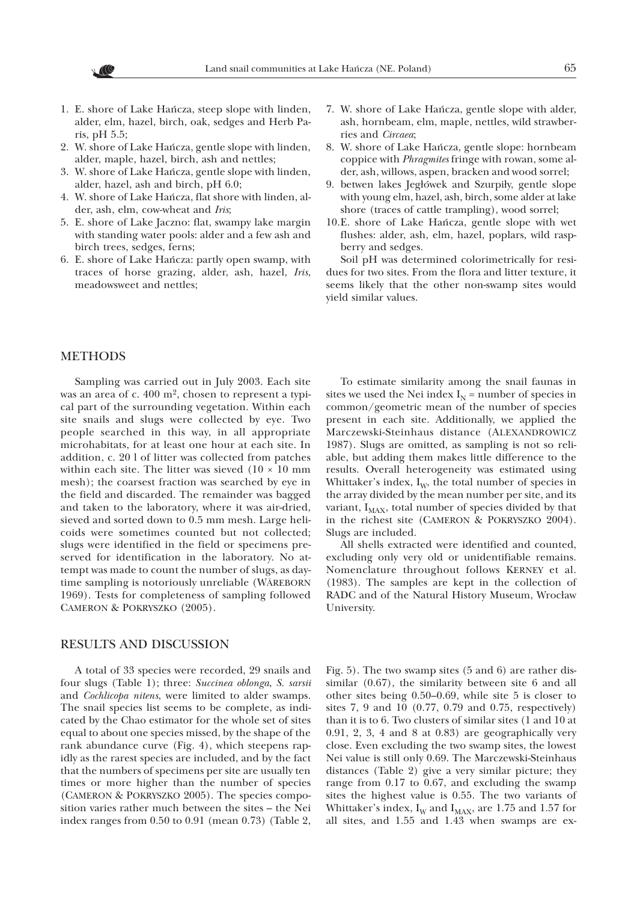1. E. shore of Lake Hańcza, steep slope with linden, alder, elm, hazel, birch, oak, sedges and Herb Paris, pH 5.5;
2. W. shore of Lake Hańcza, gentle slope with linden, alder, maple, hazel, birch, ash and nettles;
3. W. shore of Lake Hańcza, gentle slope with linden, alder, hazel, ash and birch, pH 6.0;
4. W. shore of Lake Hańcza, flat shore with linden, alder, ash, elm, cow-wheat and *Iris*;
5. E. shore of Lake Jaczno: flat, swampy lake margin with standing water pools: alder and a few ash and birch trees, sedges, ferns;
6. E. shore of Lake Hańcza: partly open swamp, with traces of horse grazing, alder, ash, hazel, *Iris*, meadowsweet and nettles;
7. W. shore of Lake Hańcza, gentle slope with alder, ash, hornbeam, elm, maple, nettles, wild strawberries and *Circaea*;
8. W. shore of Lake Hańcza, gentle slope: hornbeam coppice with *Phragmites* fringe with rowan, some alder, ash, willows, aspen, bracken and wood sorrel;
9. betwen lakes Jegłówek and Szurpiły, gentle slope with young elm, hazel, ash, birch, some alder at lake shore (traces of cattle trampling), wood sorrel;
10. E. shore of Lake Hańcza, gentle slope with wet flushes: alder, ash, elm, hazel, poplars, wild raspberry and sedges.

Soil pH was determined colorimetrically for residues for two sites. From the flora and litter texture, it seems likely that the other non-swamp sites would yield similar values.

## METHODS

Sampling was carried out in July 2003. Each site was an area of c. 400 m$^2$, chosen to represent a typical part of the surrounding vegetation. Within each site snails and slugs were collected by eye. Two people searched in this way, in all appropriate microhabitats, for at least one hour at each site. In addition, c. 20 l of litter was collected from patches within each site. The litter was sieved (10 × 10 mm mesh); the coarsest fraction was searched by eye in the field and discarded. The remainder was bagged and taken to the laboratory, where it was air-dried, sieved and sorted down to 0.5 mm mesh. Large helicoids were sometimes counted but not collected; slugs were identified in the field or specimens preserved for identification in the laboratory. No attempt was made to count the number of slugs, as daytime sampling is notoriously unreliable (WÄREBORN 1969). Tests for completeness of sampling followed CAMERON & POKRYSZKO (2005).

To estimate similarity among the snail faunas in sites we used the Nei index $I_N$ = number of species in common/geometric mean of the number of species present in each site. Additionally, we applied the Marczewski-Steinhaus distance (ALEXANDROWICZ 1987). Slugs are omitted, as sampling is not so reliable, but adding them makes little difference to the results. Overall heterogeneity was estimated using Whittaker's index, $I_W$, the total number of species in the array divided by the mean number per site, and its variant, $I_{MAX}$, total number of species divided by that in the richest site (CAMERON & POKRYSZKO 2004). Slugs are included.

All shells extracted were identified and counted, excluding only very old or unidentifiable remains. Nomenclature throughout follows KERNEY et al. (1983). The samples are kept in the collection of RADC and of the Natural History Museum, Wrocław University.

## RESULTS AND DISCUSSION

A total of 33 species were recorded, 29 snails and four slugs (Table 1); three: *Succinea oblonga*, *S. sarsii* and *Cochlicopa nitens*, were limited to alder swamps. The snail species list seems to be complete, as indicated by the Chao estimator for the whole set of sites equal to about one species missed, by the shape of the rank abundance curve (Fig. 4), which steepens rapidly as the rarest species are included, and by the fact that the numbers of specimens per site are usually ten times or more higher than the number of species (CAMERON & POKRYSZKO 2005). The species composition varies rather much between the sites – the Nei index ranges from 0.50 to 0.91 (mean 0.73) (Table 2, Fig. 5). The two swamp sites (5 and 6) are rather dissimilar (0.67), the similarity between site 6 and all other sites being 0.50–0.69, while site 5 is closer to sites 7, 9 and 10 (0.77, 0.79 and 0.75, respectively) than it is to 6. Two clusters of similar sites (1 and 10 at 0.91, 2, 3, 4 and 8 at 0.83) are geographically very close. Even excluding the two swamp sites, the lowest Nei value is still only 0.69. The Marczewski-Steinhaus distances (Table 2) give a very similar picture; they range from 0.17 to 0.67, and excluding the swamp sites the highest value is 0.55. The two variants of Whittaker's index, $I_W$ and $I_{MAX}$, are 1.75 and 1.57 for all sites, and 1.55 and 1.43 when swamps are ex-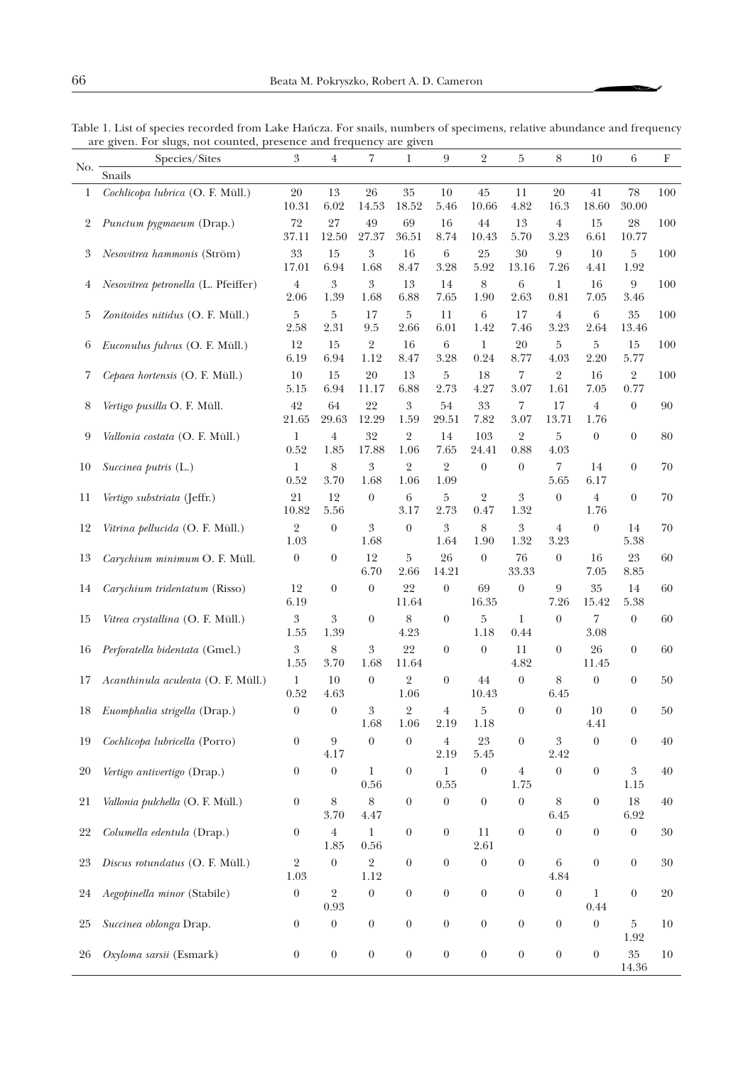Table 1. List of species recorded from Lake Hańcza. For snails, numbers of specimens, relative abundance and frequency are given. For slugs, not counted, presence and frequency are given

| No. | Species/Sites | 3 | 4 | 7 | 1 | 9 | 2 | 5 | 8 | 10 | 6 | F |
|---|---|---|---|---|---|---|---|---|---|---|---|---|
| | Snails | | | | | | | | | | | |
| 1 | *Cochlicopa lubrica* (O. F. Müll.) | 20<br>10.31 | 13<br>6.02 | 26<br>14.53 | 35<br>18.52 | 10<br>5.46 | 45<br>10.66 | 11<br>4.82 | 20<br>16.3 | 41<br>18.60 | 78<br>30.00 | 100 |
| 2 | *Punctum pygmaeum* (Drap.) | 72<br>37.11 | 27<br>12.50 | 49<br>27.37 | 69<br>36.51 | 16<br>8.74 | 44<br>10.43 | 13<br>5.70 | 4<br>3.23 | 15<br>6.61 | 28<br>10.77 | 100 |
| 3 | *Nesovitrea hammonis* (Ström) | 33<br>17.01 | 15<br>6.94 | 3<br>1.68 | 16<br>8.47 | 6<br>3.28 | 25<br>5.92 | 30<br>13.16 | 9<br>7.26 | 10<br>4.41 | 5<br>1.92 | 100 |
| 4 | *Nesovitrea petronella* (L. Pfeiffer) | 4<br>2.06 | 3<br>1.39 | 3<br>1.68 | 13<br>6.88 | 14<br>7.65 | 8<br>1.90 | 6<br>2.63 | 1<br>0.81 | 16<br>7.05 | 9<br>3.46 | 100 |
| 5 | *Zonitoides nitidus* (O. F. Müll.) | 5<br>2.58 | 5<br>2.31 | 17<br>9.5 | 5<br>2.66 | 11<br>6.01 | 6<br>1.42 | 17<br>7.46 | 4<br>3.23 | 6<br>2.64 | 35<br>13.46 | 100 |
| 6 | *Euconulus fulvus* (O. F. Müll.) | 12<br>6.19 | 15<br>6.94 | 2<br>1.12 | 16<br>8.47 | 6<br>3.28 | 1<br>0.24 | 20<br>8.77 | 5<br>4.03 | 5<br>2.20 | 15<br>5.77 | 100 |
| 7 | *Cepaea hortensis* (O. F. Müll.) | 10<br>5.15 | 15<br>6.94 | 20<br>11.17 | 13<br>6.88 | 5<br>2.73 | 18<br>4.27 | 7<br>3.07 | 2<br>1.61 | 16<br>7.05 | 2<br>0.77 | 100 |
| 8 | *Vertigo pusilla* O. F. Müll. | 42<br>21.65 | 64<br>29.63 | 22<br>12.29 | 3<br>1.59 | 54<br>29.51 | 33<br>7.82 | 7<br>3.07 | 17<br>13.71 | 4<br>1.76 | 0 | 90 |
| 9 | *Vallonia costata* (O. F. Müll.) | 1<br>0.52 | 4<br>1.85 | 32<br>17.88 | 2<br>1.06 | 14<br>7.65 | 103<br>24.41 | 2<br>0.88 | 5<br>4.03 | 0 | 0 | 80 |
| 10 | *Succinea putris* (L.) | 1<br>0.52 | 8<br>3.70 | 3<br>1.68 | 2<br>1.06 | 2<br>1.09 | 0 | 0 | 7<br>5.65 | 14<br>6.17 | 0 | 70 |
| 11 | *Vertigo substriata* (Jeffr.) | 21<br>10.82 | 12<br>5.56 | 0 | 6<br>3.17 | 5<br>2.73 | 2<br>0.47 | 3<br>1.32 | 0 | 4<br>1.76 | 0 | 70 |
| 12 | *Vitrina pellucida* (O. F. Müll.) | 2<br>1.03 | 0 | 3<br>1.68 | 0 | 3<br>1.64 | 8<br>1.90 | 3<br>1.32 | 4<br>3.23 | 0 | 14<br>5.38 | 70 |
| 13 | *Carychium minimum* O. F. Müll. | 0 | 0 | 12<br>6.70 | 5<br>2.66 | 26<br>14.21 | 0 | 76<br>33.33 | 0 | 16<br>7.05 | 23<br>8.85 | 60 |
| 14 | *Carychium tridentatum* (Risso) | 12<br>6.19 | 0 | 0 | 22<br>11.64 | 0 | 69<br>16.35 | 0 | 9<br>7.26 | 35<br>15.42 | 14<br>5.38 | 60 |
| 15 | *Vitrea crystallina* (O. F. Müll.) | 3<br>1.55 | 3<br>1.39 | 0 | 8<br>4.23 | 0 | 5<br>1.18 | 1<br>0.44 | 0 | 7<br>3.08 | 0 | 60 |
| 16 | *Perforatella bidentata* (Gmel.) | 3<br>1.55 | 8<br>3.70 | 3<br>1.68 | 22<br>11.64 | 0 | 0 | 11<br>4.82 | 0 | 26<br>11.45 | 0 | 60 |
| 17 | *Acanthinula aculeata* (O. F. Müll.) | 1<br>0.52 | 10<br>4.63 | 0 | 2<br>1.06 | 0 | 44<br>10.43 | 0 | 8<br>6.45 | 0 | 0 | 50 |
| 18 | *Euomphalia strigella* (Drap.) | 0 | 0 | 3<br>1.68 | 2<br>1.06 | 4<br>2.19 | 5<br>1.18 | 0 | 0 | 10<br>4.41 | 0 | 50 |
| 19 | *Cochlicopa lubricella* (Porro) | 0 | 9<br>4.17 | 0 | 0 | 4<br>2.19 | 23<br>5.45 | 0 | 3<br>2.42 | 0 | 0 | 40 |
| 20 | *Vertigo antivertigo* (Drap.) | 0 | 0 | 1<br>0.56 | 0 | 1<br>0.55 | 0 | 4<br>1.75 | 0 | 0 | 3<br>1.15 | 40 |
| 21 | *Vallonia pulchella* (O. F. Müll.) | 0 | 8<br>3.70 | 8<br>4.47 | 0 | 0 | 0 | 0 | 8<br>6.45 | 0 | 18<br>6.92 | 40 |
| 22 | *Columella edentula* (Drap.) | 0 | 4<br>1.85 | 1<br>0.56 | 0 | 0 | 11<br>2.61 | 0 | 0 | 0 | 0 | 30 |
| 23 | *Discus rotundatus* (O. F. Müll.) | 2<br>1.03 | 0 | 2<br>1.12 | 0 | 0 | 0 | 0 | 6<br>4.84 | 0 | 0 | 30 |
| 24 | *Aegopinella minor* (Stabile) | 0 | 2<br>0.93 | 0 | 0 | 0 | 0 | 0 | 0 | 1<br>0.44 | 0 | 20 |
| 25 | *Succinea oblonga* Drap. | 0 | 0 | 0 | 0 | 0 | 0 | 0 | 0 | 0 | 5<br>1.92 | 10 |
| 26 | *Oxyloma sarsii* (Esmark) | 0 | 0 | 0 | 0 | 0 | 0 | 0 | 0 | 0 | 35<br>14.36 | 10 |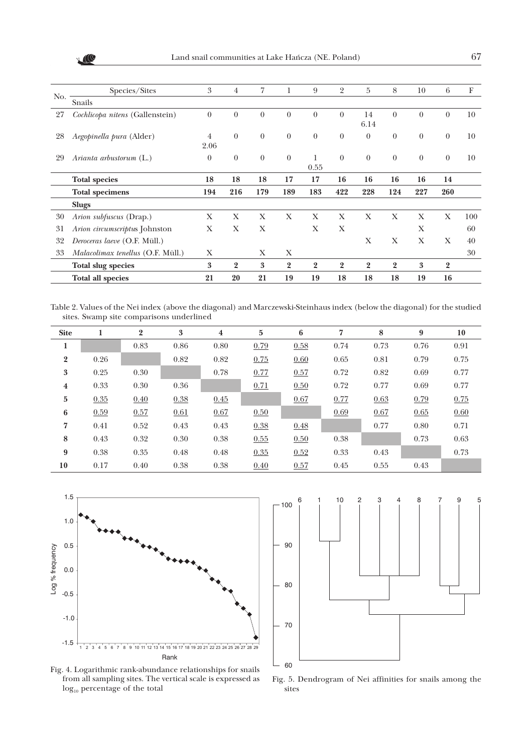| No. | Species/Sites | 3 | 4 | 7 | 1 | 9 | 2 | 5 | 8 | 10 | 6 | F |
|---|---|---|---|---|---|---|---|---|---|---|---|---|
| | Snails | | | | | | | | | | | |
| 27 | *Cochlicopa nitens* (Gallenstein) | 0 | 0 | 0 | 0 | 0 | 0 | 14 6.14 | 0 | 0 | 0 | 10 |
| 28 | *Aegopinella pura* (Alder) | 4 2.06 | 0 | 0 | 0 | 0 | 0 | 0 | 0 | 0 | 0 | 10 |
| 29 | *Arianta arbustorum* (L.) | 0 | 0 | 0 | 0 | 1 0.55 | 0 | 0 | 0 | 0 | 0 | 10 |
| | **Total species** | **18** | **18** | **18** | **17** | **17** | **16** | **16** | **16** | **16** | **14** | |
| | **Total specimens** | **194** | **216** | **179** | **189** | **183** | **422** | **228** | **124** | **227** | **260** | |
| | **Slugs** | | | | | | | | | | | |
| 30 | *Arion subfuscus* (Drap.) | X | X | X | X | X | X | X | X | X | X | 100 |
| 31 | *Arion circumscriptus* Johnston | X | X | X | | X | X | | | X | | 60 |
| 32 | *Deroceras laeve* (O.F. Müll.) | | | | | | | X | X | X | X | 40 |
| 33 | *Malacolimax tenellus* (O.F. Müll.) | X | | X | X | | | | | | | 30 |
| | **Total slug species** | **3** | **2** | **3** | **2** | **2** | **2** | **2** | **2** | **3** | **2** | |
| | **Total all species** | **21** | **20** | **21** | **19** | **19** | **18** | **18** | **18** | **19** | **16** | |

Table 2. Values of the Nei index (above the diagonal) and Marczewski-Steinhaus index (below the diagonal) for the studied sites. Swamp site comparisons underlined

| Site | 1 | 2 | 3 | 4 | 5 | 6 | 7 | 8 | 9 | 10 |
|---|---|---|---|---|---|---|---|---|---|---|
| **1** | | 0.83 | 0.86 | 0.80 | <u>0.79</u> | <u>0.58</u> | 0.74 | 0.73 | 0.76 | 0.91 |
| **2** | 0.26 | | 0.82 | 0.82 | <u>0.75</u> | <u>0.60</u> | 0.65 | 0.81 | 0.79 | 0.75 |
| **3** | 0.25 | 0.30 | | 0.78 | <u>0.77</u> | <u>0.57</u> | 0.72 | 0.82 | 0.69 | 0.77 |
| **4** | 0.33 | 0.30 | 0.36 | | <u>0.71</u> | <u>0.50</u> | 0.72 | 0.77 | 0.69 | 0.77 |
| **5** | <u>0.35</u> | <u>0.40</u> | <u>0.38</u> | <u>0.45</u> | | <u>0.67</u> | <u>0.77</u> | <u>0.63</u> | <u>0.79</u> | <u>0.75</u> |
| **6** | <u>0.59</u> | <u>0.57</u> | <u>0.61</u> | <u>0.67</u> | <u>0.50</u> | | <u>0.69</u> | <u>0.67</u> | <u>0.65</u> | <u>0.60</u> |
| **7** | 0.41 | 0.52 | 0.43 | 0.43 | <u>0.38</u> | <u>0.48</u> | | 0.77 | 0.80 | 0.71 |
| **8** | 0.43 | 0.32 | 0.30 | 0.38 | <u>0.55</u> | <u>0.50</u> | 0.38 | | 0.73 | 0.63 |
| **9** | 0.38 | 0.35 | 0.48 | 0.48 | <u>0.35</u> | <u>0.52</u> | 0.33 | 0.43 | | 0.73 |
| **10** | 0.17 | 0.40 | 0.38 | 0.38 | <u>0.40</u> | <u>0.57</u> | 0.45 | 0.55 | 0.43 | |

Fig. 4. Logarithmic rank-abundance relationships for snails from all sampling sites. The vertical scale is expressed as $\log_{10}$ percentage of the total

Fig. 5. Dendrogram of Nei affinities for snails among the sites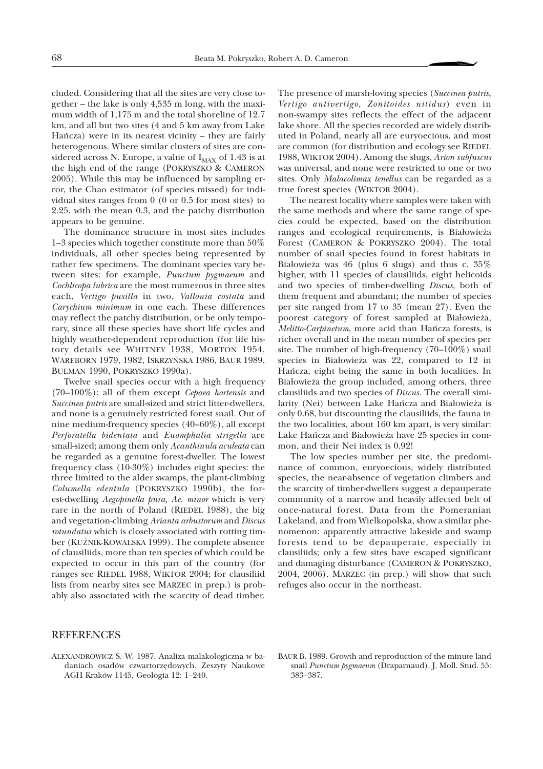cluded. Considering that all the sites are very close together – the lake is only 4,535 m long, with the maximum width of 1,175 m and the total shoreline of 12.7 km, and all but two sites (4 and 5 km away from Lake Hańcza) were in its nearest vicinity – they are fairly heterogenous. Where similar clusters of sites are considered across N. Europe, a value of $I_{MAX}$ of 1.43 is at the high end of the range (POKRYSZKO & CAMERON 2005). While this may be influenced by sampling error, the Chao estimator (of species missed) for individual sites ranges from 0 (0 or 0.5 for most sites) to 2.25, with the mean 0.3, and the patchy distribution appears to be genuine.

The dominance structure in most sites includes 1–3 species which together constitute more than 50% individuals, all other species being represented by rather few specimens. The dominant species vary between sites: for example, *Punctum pygmaeum* and *Cochlicopa lubrica* are the most numerous in three sites each, *Vertigo pusilla* in two, *Vallonia costata* and *Carychium minimum* in one each. These differences may reflect the patchy distribution, or be only temporary, since all these species have short life cycles and highly weather-dependent reproduction (for life history details see WHITNEY 1938, MORTON 1954, WÄREBORN 1979, 1982, ISKRZYŃSKA 1986, BAUR 1989, BULMAN 1990, POKRYSZKO 1990a).

Twelve snail species occur with a high frequency (70–100%); all of them except *Cepaea hortensis* and *Succinea putris* are small-sized and strict litter-dwellers, and none is a genuinely restricted forest snail. Out of nine medium-frequency species (40–60%), all except *Perforatella bidentata* and *Euomphalia strigella* are small-sized; among them only *Acanthinula aculeata* can be regarded as a genuine forest-dweller. The lowest frequency class (10-30%) includes eight species: the three limited to the alder swamps, the plant-climbing *Columella edentula* (POKRYSZKO 1990b), the forest-dwelling *Aegopinella pura, Ae. minor* which is very rare in the north of Poland (RIEDEL 1988), the big and vegetation-climbing *Arianta arbustorum* and *Discus rotundatus* which is closely associated with rotting timber (KUŹNIK-KOWALSKA 1999). The complete absence of clausiliids, more than ten species of which could be expected to occur in this part of the country (for ranges see RIEDEL 1988, WIKTOR 2004; for clausiliid lists from nearby sites see MARZEC in prep.) is probably also associated with the scarcity of dead timber. The presence of marsh-loving species (*Succinea putris, Vertigo antivertigo*, *Zonitoides nitidus*) even in non-swampy sites reflects the effect of the adjacent lake shore. All the species recorded are widely distributed in Poland, nearly all are euryoecious, and most are common (for distribution and ecology see RIEDEL 1988, WIKTOR 2004). Among the slugs, *Arion subfuscus* was universal, and none were restricted to one or two sites. Only *Malacolimax tenellus* can be regarded as a true forest species (WIKTOR 2004).

The nearest locality where samples were taken with the same methods and where the same range of species could be expected, based on the distribution ranges and ecological requirements, is Białowieża Forest (CAMERON & POKRYSZKO 2004). The total number of snail species found in forest habitats in Białowieża was 46 (plus 6 slugs) and thus c. 35% higher, with 11 species of clausiliids, eight helicoids and two species of timber-dwelling *Discus*, both of them frequent and abundant; the number of species per site ranged from 17 to 35 (mean 27). Even the poorest category of forest sampled at Białowieża, *Melitto-Carpinetum*, more acid than Hańcza forests, is richer overall and in the mean number of species per site. The number of high-frequency (70–100%) snail species in Białowieża was 22, compared to 12 in Hańcza, eight being the same in both localities. In Białowieża the group included, among others, three clausiliids and two species of *Discus*. The overall similarity (Nei) between Lake Hańcza and Białowieża is only 0.68, but discounting the clausiliids, the fauna in the two localities, about 160 km apart, is very similar: Lake Hańcza and Białowieża have 25 species in common, and their Nei index is 0.92!

The low species number per site, the predominance of common, euryoecious, widely distributed species, the near-absence of vegetation climbers and the scarcity of timber-dwellers suggest a depauperate community of a narrow and heavily affected belt of once-natural forest. Data from the Pomeranian Lakeland, and from Wielkopolska, show a similar phenomenon: apparently attractive lakeside and swamp forests tend to be depauperate, especially in clausiliids; only a few sites have escaped significant and damaging disturbance (CAMERON & POKRYSZKO, 2004, 2006). MARZEC (in prep.) will show that such refuges also occur in the northeast.

## REFERENCES

ALEXANDROWICZ S. W. 1987. Analiza malakologiczna w badaniach osadów czwartorzędowych. Zeszyty Naukowe AGH Kraków 1145, Geologia 12: 1–240.

BAUR B. 1989. Growth and reproduction of the minute land snail *Punctum pygmaeum* (Draparnaud). J. Moll. Stud. 55: 383–387.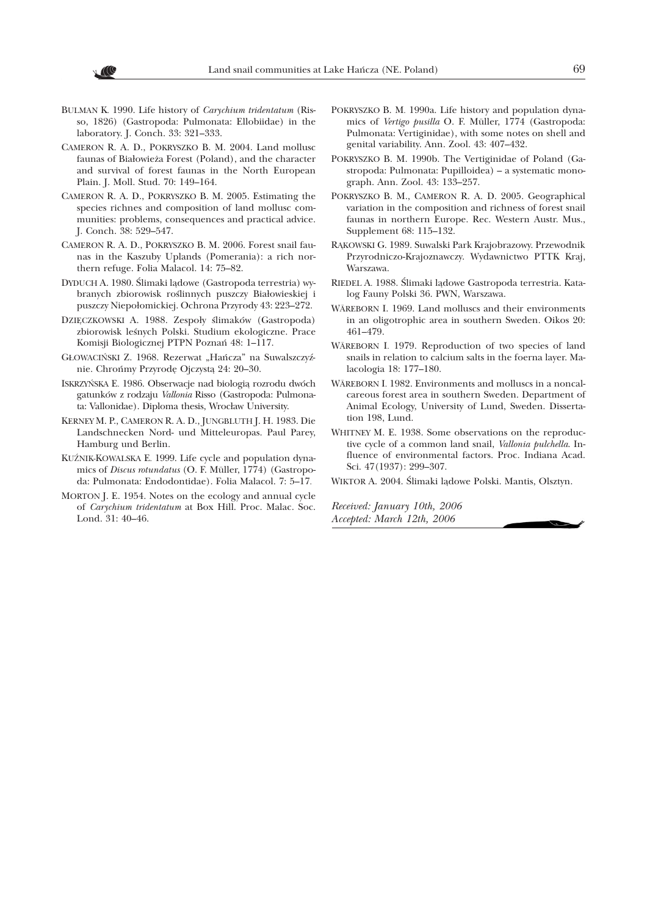BULMAN K. 1990. Life history of *Carychium tridentatum* (Risso, 1826) (Gastropoda: Pulmonata: Ellobiidae) in the laboratory. J. Conch. 33: 321–333.

CAMERON R. A. D., POKRYSZKO B. M. 2004. Land mollusc faunas of Białowieża Forest (Poland), and the character and survival of forest faunas in the North European Plain. J. Moll. Stud. 70: 149–164.

CAMERON R. A. D., POKRYSZKO B. M. 2005. Estimating the species richnes and composition of land mollusc communities: problems, consequences and practical advice. J. Conch. 38: 529–547.

CAMERON R. A. D., POKRYSZKO B. M. 2006. Forest snail faunas in the Kaszuby Uplands (Pomerania): a rich northern refuge. Folia Malacol. 14: 75–82.

DYDUCH A. 1980. Ślimaki lądowe (Gastropoda terrestria) wybranych zbiorowisk roślinnych puszczy Białowieskiej i puszczy Niepołomickiej. Ochrona Przyrody 43: 223–272.

DZIĘCZKOWSKI A. 1988. Zespoły ślimaków (Gastropoda) zbiorowisk leśnych Polski. Studium ekologiczne. Prace Komisji Biologicznej PTPN Poznań 48: 1–117.

GŁOWACIŃSKI Z. 1968. Rezerwat „Hańcza" na Suwalszczyźnie. Chrońmy Przyrodę Ojczystą 24: 20–30.

ISKRZYŃSKA E. 1986. Obserwacje nad biologią rozrodu dwóch gatunków z rodzaju *Vallonia* Risso (Gastropoda: Pulmonata: Vallonidae). Diploma thesis, Wrocław University.

KERNEY M. P., CAMERON R. A. D., JUNGBLUTH J. H. 1983. Die Landschnecken Nord- und Mitteleuropas. Paul Parey, Hamburg und Berlin.

KUŹNIK-KOWALSKA E. 1999. Life cycle and population dynamics of *Discus rotundatus* (O. F. Müller, 1774) (Gastropoda: Pulmonata: Endodontidae). Folia Malacol. 7: 5–17.

MORTON J. E. 1954. Notes on the ecology and annual cycle of *Carychium tridentatum* at Box Hill. Proc. Malac. Soc. Lond. 31: 40–46.

POKRYSZKO B. M. 1990a. Life history and population dynamics of *Vertigo pusilla* O. F. Müller, 1774 (Gastropoda: Pulmonata: Vertiginidae), with some notes on shell and genital variability. Ann. Zool. 43: 407–432.

POKRYSZKO B. M. 1990b. The Vertiginidae of Poland (Gastropoda: Pulmonata: Pupilloidea) – a systematic monograph. Ann. Zool. 43: 133–257.

POKRYSZKO B. M., CAMERON R. A. D. 2005. Geographical variation in the composition and richness of forest snail faunas in northern Europe. Rec. Western Austr. Mus., Supplement 68: 115–132.

RĄKOWSKI G. 1989. Suwalski Park Krajobrazowy. Przewodnik Przyrodniczo-Krajoznawczy. Wydawnictwo PTTK Kraj, Warszawa.

RIEDEL A. 1988. Ślimaki lądowe Gastropoda terrestria. Katalog Fauny Polski 36. PWN, Warszawa.

WÄREBORN I. 1969. Land molluscs and their environments in an oligotrophic area in southern Sweden. Oikos 20: 461–479.

WÄREBORN I. 1979. Reproduction of two species of land snails in relation to calcium salts in the foerna layer. Malacologia 18: 177–180.

WÄREBORN I. 1982. Environments and molluscs in a noncalcareous forest area in southern Sweden. Department of Animal Ecology, University of Lund, Sweden. Dissertation 198, Lund.

WHITNEY M. E. 1938. Some observations on the reproductive cycle of a common land snail, *Vallonia pulchella*. Influence of environmental factors. Proc. Indiana Acad. Sci. 47(1937): 299–307.

WIKTOR A. 2004. Ślimaki lądowe Polski. Mantis, Olsztyn.

*Received: January 10th, 2006*
*Accepted: March 12th, 2006*